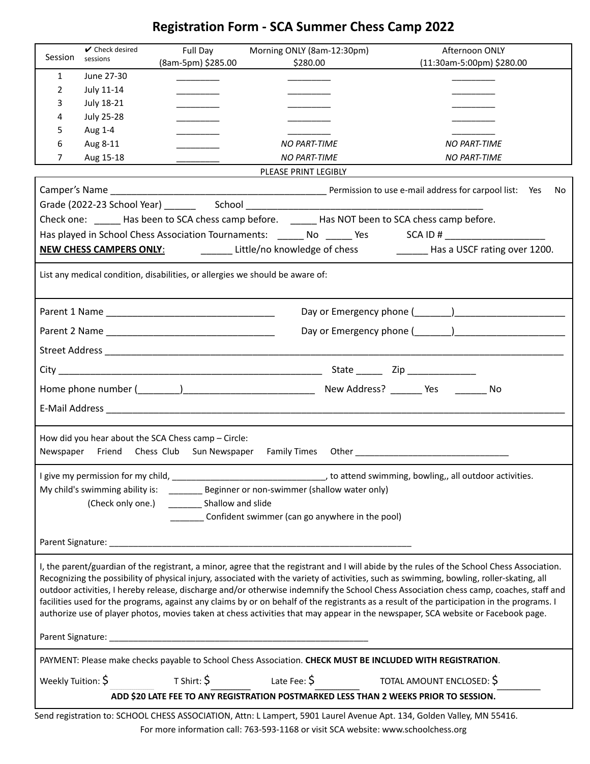# Registration Form - SCA Summer Chess Camp 2022

| Session | ✔ Check desired sessions | Full Day (8am-5pm) $285.00 | Morning ONLY (8am-12:30pm) $280.00 | Afternoon ONLY (11:30am-5:00pm) $280.00 |
|---|---|---|---|---|
| 1 | June 27-30 | ________ | ________ | ________ |
| 2 | July 11-14 | ________ | ________ | ________ |
| 3 | July 18-21 | ________ | ________ | ________ |
| 4 | July 25-28 | ________ | ________ | ________ |
| 5 | Aug 1-4 | ________ | ________ | ________ |
| 6 | Aug 8-11 | ________ | *NO PART-TIME* | *NO PART-TIME* |
| 7 | Aug 15-18 | ________ | *NO PART-TIME* | *NO PART-TIME* |

PLEASE PRINT LEGIBLY

Camper's Name ________________________________________ Permission to use e-mail address for carpool list: Yes No

Grade (2022-23 School Year) ______ School ____________________________________________

Check one: _____ Has been to SCA chess camp before. _____ Has NOT been to SCA chess camp before.

Has played in School Chess Association Tournaments: _____ No _____ Yes SCA ID # __________________

**NEW CHESS CAMPERS ONLY**: ______ Little/no knowledge of chess ______ Has a USCF rating over 1200.

List any medical condition, disabilities, or allergies we should be aware of:

Parent 1 Name ______________________________ Day or Emergency phone (_______)____________________

Parent 2 Name ______________________________ Day or Emergency phone (_______)____________________

Street Address ________________________________________________________________________________

City ______________________________________________ State _____ Zip _____________

Home phone number (________)________________________ New Address? ______ Yes ______ No

E-Mail Address ________________________________________________________________________________

How did you hear about the SCA Chess camp – Circle:
Newspaper Friend Chess Club Sun Newspaper Family Times Other ______________________________

I give my permission for my child, ______________________________, to attend swimming, bowling,, all outdoor activities.

My child's swimming ability is: _______ Beginner or non-swimmer (shallow water only)
(Check only one.) _______ Shallow and slide
_______ Confident swimmer (can go anywhere in the pool)

Parent Signature: ____________________________________________________________

I, the parent/guardian of the registrant, a minor, agree that the registrant and I will abide by the rules of the School Chess Association. Recognizing the possibility of physical injury, associated with the variety of activities, such as swimming, bowling, roller-skating, all outdoor activities, I hereby release, discharge and/or otherwise indemnify the School Chess Association chess camp, coaches, staff and facilities used for the programs, against any claims by or on behalf of the registrants as a result of the participation in the programs. I authorize use of player photos, movies taken at chess activities that may appear in the newspaper, SCA website or Facebook page.

Parent Signature: ____________________________________________________

PAYMENT: Please make checks payable to School Chess Association. **CHECK MUST BE INCLUDED WITH REGISTRATION**.

Weekly Tuition: $ ________ T Shirt: $ ________ Late Fee: $ ________ TOTAL AMOUNT ENCLOSED: $ ________

**ADD $20 LATE FEE TO ANY REGISTRATION POSTMARKED LESS THAN 2 WEEKS PRIOR TO SESSION.**

Send registration to: SCHOOL CHESS ASSOCIATION, Attn: L Lampert, 5901 Laurel Avenue Apt. 134, Golden Valley, MN 55416.

For more information call: 763-593-1168 or visit SCA website: www.schoolchess.org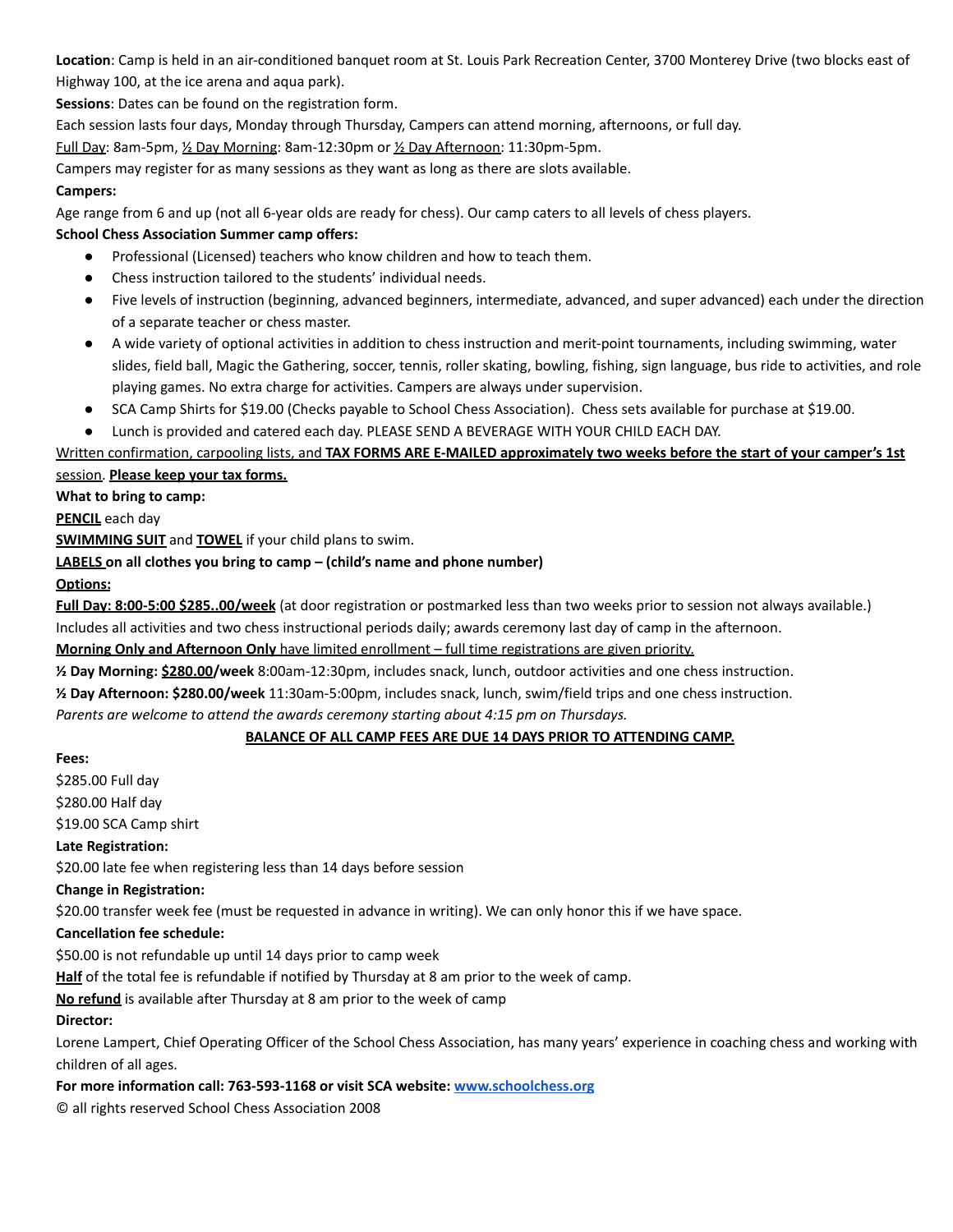**Location**: Camp is held in an air-conditioned banquet room at St. Louis Park Recreation Center, 3700 Monterey Drive (two blocks east of Highway 100, at the ice arena and aqua park).

**Sessions**: Dates can be found on the registration form.

Each session lasts four days, Monday through Thursday, Campers can attend morning, afternoons, or full day.

Full Day: 8am-5pm, ½ Day Morning: 8am-12:30pm or ½ Day Afternoon: 11:30pm-5pm.

Campers may register for as many sessions as they want as long as there are slots available.

**Campers:**

Age range from 6 and up (not all 6-year olds are ready for chess). Our camp caters to all levels of chess players.

**School Chess Association Summer camp offers:**

- Professional (Licensed) teachers who know children and how to teach them.
- Chess instruction tailored to the students' individual needs.
- Five levels of instruction (beginning, advanced beginners, intermediate, advanced, and super advanced) each under the direction of a separate teacher or chess master.
- A wide variety of optional activities in addition to chess instruction and merit-point tournaments, including swimming, water slides, field ball, Magic the Gathering, soccer, tennis, roller skating, bowling, fishing, sign language, bus ride to activities, and role playing games. No extra charge for activities. Campers are always under supervision.
- SCA Camp Shirts for $19.00 (Checks payable to School Chess Association). Chess sets available for purchase at $19.00.
- Lunch is provided and catered each day. PLEASE SEND A BEVERAGE WITH YOUR CHILD EACH DAY.

Written confirmation, carpooling lists, and **TAX FORMS ARE E-MAILED approximately two weeks before the start of your camper's 1st** session. **Please keep your tax forms.**

**What to bring to camp:**

**PENCIL** each day

**SWIMMING SUIT** and **TOWEL** if your child plans to swim.

**LABELS on all clothes you bring to camp – (child's name and phone number)**

**Options:**

**Full Day: 8:00-5:00 $285..00/week** (at door registration or postmarked less than two weeks prior to session not always available.) Includes all activities and two chess instructional periods daily; awards ceremony last day of camp in the afternoon.

**Morning Only and Afternoon Only** have limited enrollment – full time registrations are given priority.

**½ Day Morning: $280.00/week** 8:00am-12:30pm, includes snack, lunch, outdoor activities and one chess instruction.

**½ Day Afternoon: $280.00/week** 11:30am-5:00pm, includes snack, lunch, swim/field trips and one chess instruction.

*Parents are welcome to attend the awards ceremony starting about 4:15 pm on Thursdays.*

**BALANCE OF ALL CAMP FEES ARE DUE 14 DAYS PRIOR TO ATTENDING CAMP.**

**Fees:**

$285.00 Full day

$280.00 Half day

$19.00 SCA Camp shirt

**Late Registration:**

$20.00 late fee when registering less than 14 days before session

**Change in Registration:**

$20.00 transfer week fee (must be requested in advance in writing). We can only honor this if we have space.

**Cancellation fee schedule:**

$50.00 is not refundable up until 14 days prior to camp week

**Half** of the total fee is refundable if notified by Thursday at 8 am prior to the week of camp.

**No refund** is available after Thursday at 8 am prior to the week of camp

**Director:**

Lorene Lampert, Chief Operating Officer of the School Chess Association, has many years' experience in coaching chess and working with children of all ages.

**For more information call: 763-593-1168 or visit SCA website: www.schoolchess.org**

© all rights reserved School Chess Association 2008